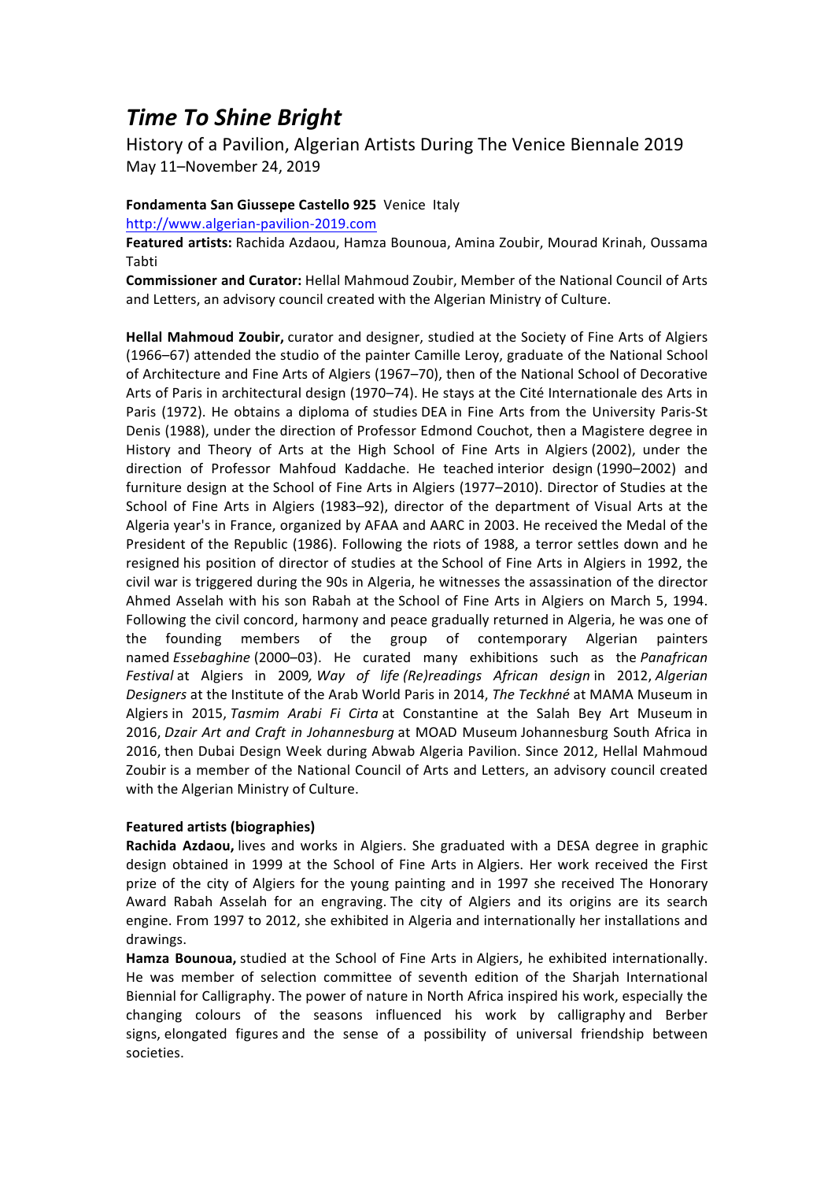# *Time To Shine Bright*

History of a Pavilion, Algerian Artists During The Venice Biennale 2019
May 11–November 24, 2019

**Fondamenta San Giussepe Castello 925** Venice Italy
http://www.algerian-pavilion-2019.com
**Featured artists:** Rachida Azdaou, Hamza Bounoua, Amina Zoubir, Mourad Krinah, Oussama Tabti
**Commissioner and Curator:** Hellal Mahmoud Zoubir, Member of the National Council of Arts and Letters, an advisory council created with the Algerian Ministry of Culture.

**Hellal Mahmoud Zoubir,** curator and designer, studied at the Society of Fine Arts of Algiers (1966–67) attended the studio of the painter Camille Leroy, graduate of the National School of Architecture and Fine Arts of Algiers (1967–70), then of the National School of Decorative Arts of Paris in architectural design (1970–74). He stays at the Cité Internationale des Arts in Paris (1972). He obtains a diploma of studies DEA in Fine Arts from the University Paris-St Denis (1988), under the direction of Professor Edmond Couchot, then a Magistere degree in History and Theory of Arts at the High School of Fine Arts in Algiers (2002), under the direction of Professor Mahfoud Kaddache. He teached interior design (1990–2002) and furniture design at the School of Fine Arts in Algiers (1977–2010). Director of Studies at the School of Fine Arts in Algiers (1983–92), director of the department of Visual Arts at the Algeria year's in France, organized by AFAA and AARC in 2003. He received the Medal of the President of the Republic (1986). Following the riots of 1988, a terror settles down and he resigned his position of director of studies at the School of Fine Arts in Algiers in 1992, the civil war is triggered during the 90s in Algeria, he witnesses the assassination of the director Ahmed Asselah with his son Rabah at the School of Fine Arts in Algiers on March 5, 1994. Following the civil concord, harmony and peace gradually returned in Algeria, he was one of the founding members of the group of contemporary Algerian painters named *Essebaghine* (2000–03). He curated many exhibitions such as the *Panafrican Festival* at Algiers in 2009*, Way of life (Re)readings African design* in 2012, *Algerian Designers* at the Institute of the Arab World Paris in 2014, *The Teckhné* at MAMA Museum in Algiers in 2015, *Tasmim Arabi Fi Cirta* at Constantine at the Salah Bey Art Museum in 2016, *Dzair Art and Craft in Johannesburg* at MOAD Museum Johannesburg South Africa in 2016, then Dubai Design Week during Abwab Algeria Pavilion. Since 2012, Hellal Mahmoud Zoubir is a member of the National Council of Arts and Letters, an advisory council created with the Algerian Ministry of Culture.

**Featured artists (biographies)**

**Rachida Azdaou,** lives and works in Algiers. She graduated with a DESA degree in graphic design obtained in 1999 at the School of Fine Arts in Algiers. Her work received the First prize of the city of Algiers for the young painting and in 1997 she received The Honorary Award Rabah Asselah for an engraving. The city of Algiers and its origins are its search engine. From 1997 to 2012, she exhibited in Algeria and internationally her installations and drawings.

**Hamza Bounoua,** studied at the School of Fine Arts in Algiers, he exhibited internationally. He was member of selection committee of seventh edition of the Sharjah International Biennial for Calligraphy. The power of nature in North Africa inspired his work, especially the changing colours of the seasons influenced his work by calligraphy and Berber signs, elongated figures and the sense of a possibility of universal friendship between societies.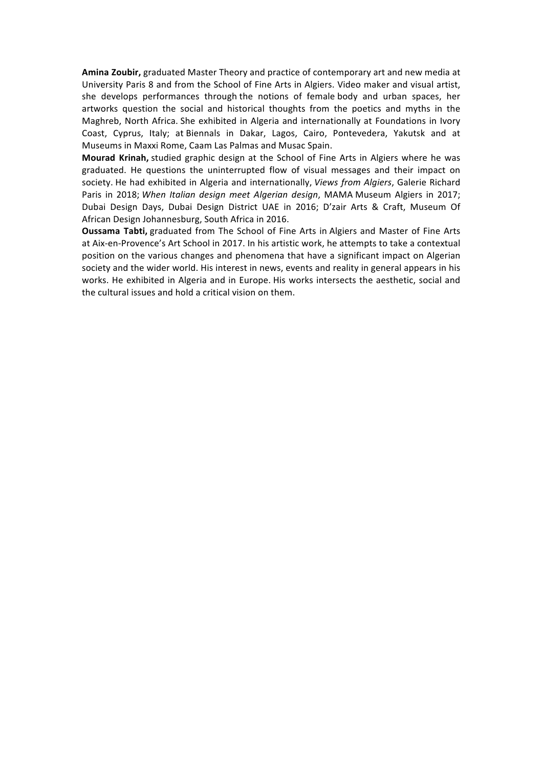**Amina Zoubir,** graduated Master Theory and practice of contemporary art and new media at University Paris 8 and from the School of Fine Arts in Algiers. Video maker and visual artist, she develops performances through the notions of female body and urban spaces, her artworks question the social and historical thoughts from the poetics and myths in the Maghreb, North Africa. She exhibited in Algeria and internationally at Foundations in Ivory Coast, Cyprus, Italy; at Biennals in Dakar, Lagos, Cairo, Pontevedera, Yakutsk and at Museums in Maxxi Rome, Caam Las Palmas and Musac Spain.

**Mourad Krinah,** studied graphic design at the School of Fine Arts in Algiers where he was graduated. He questions the uninterrupted flow of visual messages and their impact on society. He had exhibited in Algeria and internationally, *Views from Algiers*, Galerie Richard Paris in 2018; *When Italian design meet Algerian design*, MAMA Museum Algiers in 2017; Dubai Design Days, Dubai Design District UAE in 2016; D'zair Arts & Craft, Museum Of African Design Johannesburg, South Africa in 2016.

**Oussama Tabti,** graduated from The School of Fine Arts in Algiers and Master of Fine Arts at Aix-en-Provence's Art School in 2017. In his artistic work, he attempts to take a contextual position on the various changes and phenomena that have a significant impact on Algerian society and the wider world. His interest in news, events and reality in general appears in his works. He exhibited in Algeria and in Europe. His works intersects the aesthetic, social and the cultural issues and hold a critical vision on them.